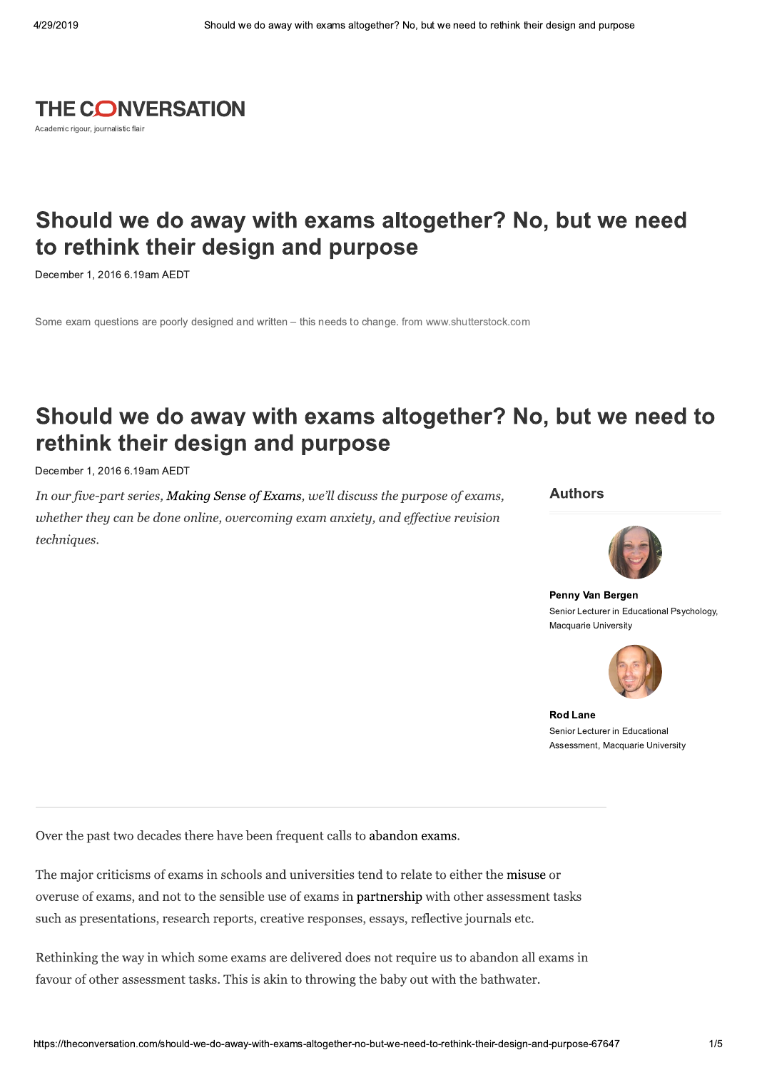THE CONVERSATION

Academic rigour, journalistic flair

# Should we do away with exams altogether? No, but we need to rethink their design and purpose

December 1, 2016 6.19am AEDT

Some exam questions are poorly designed and written – this needs to change. from www.shutterstock.com

# Should we do away with exams altogether? No, but we need to rethink their design and purpose

December 1, 2016 6.19am AEDT

*In our five-part series, Making Sense of Exams, we'll discuss the purpose of exams, whether they can be done online, overcoming exam anxiety, and effective revision techniques.*

## Authors

**Penny Van Bergen**
Senior Lecturer in Educational Psychology, Macquarie University

**Rod Lane**
Senior Lecturer in Educational Assessment, Macquarie University

---

Over the past two decades there have been frequent calls to abandon exams.

The major criticisms of exams in schools and universities tend to relate to either the misuse or overuse of exams, and not to the sensible use of exams in partnership with other assessment tasks such as presentations, research reports, creative responses, essays, reflective journals etc.

Rethinking the way in which some exams are delivered does not require us to abandon all exams in favour of other assessment tasks. This is akin to throwing the baby out with the bathwater.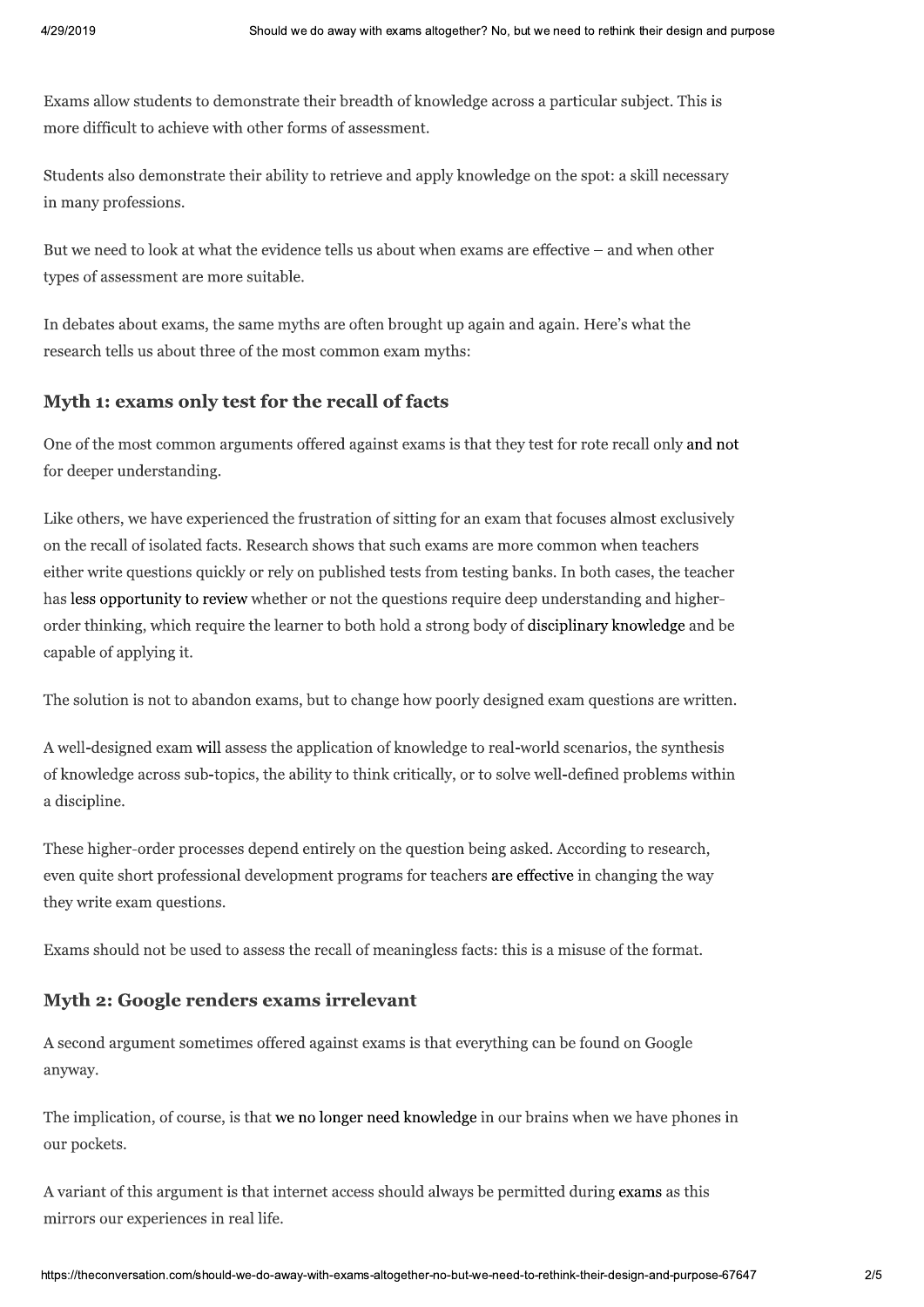Exams allow students to demonstrate their breadth of knowledge across a particular subject. This is more difficult to achieve with other forms of assessment.

Students also demonstrate their ability to retrieve and apply knowledge on the spot: a skill necessary in many professions.

But we need to look at what the evidence tells us about when exams are effective – and when other types of assessment are more suitable.

In debates about exams, the same myths are often brought up again and again. Here's what the research tells us about three of the most common exam myths:

## Myth 1: exams only test for the recall of facts

One of the most common arguments offered against exams is that they test for rote recall only and not for deeper understanding.

Like others, we have experienced the frustration of sitting for an exam that focuses almost exclusively on the recall of isolated facts. Research shows that such exams are more common when teachers either write questions quickly or rely on published tests from testing banks. In both cases, the teacher has less opportunity to review whether or not the questions require deep understanding and higher-order thinking, which require the learner to both hold a strong body of disciplinary knowledge and be capable of applying it.

The solution is not to abandon exams, but to change how poorly designed exam questions are written.

A well-designed exam will assess the application of knowledge to real-world scenarios, the synthesis of knowledge across sub-topics, the ability to think critically, or to solve well-defined problems within a discipline.

These higher-order processes depend entirely on the question being asked. According to research, even quite short professional development programs for teachers are effective in changing the way they write exam questions.

Exams should not be used to assess the recall of meaningless facts: this is a misuse of the format.

## Myth 2: Google renders exams irrelevant

A second argument sometimes offered against exams is that everything can be found on Google anyway.

The implication, of course, is that we no longer need knowledge in our brains when we have phones in our pockets.

A variant of this argument is that internet access should always be permitted during exams as this mirrors our experiences in real life.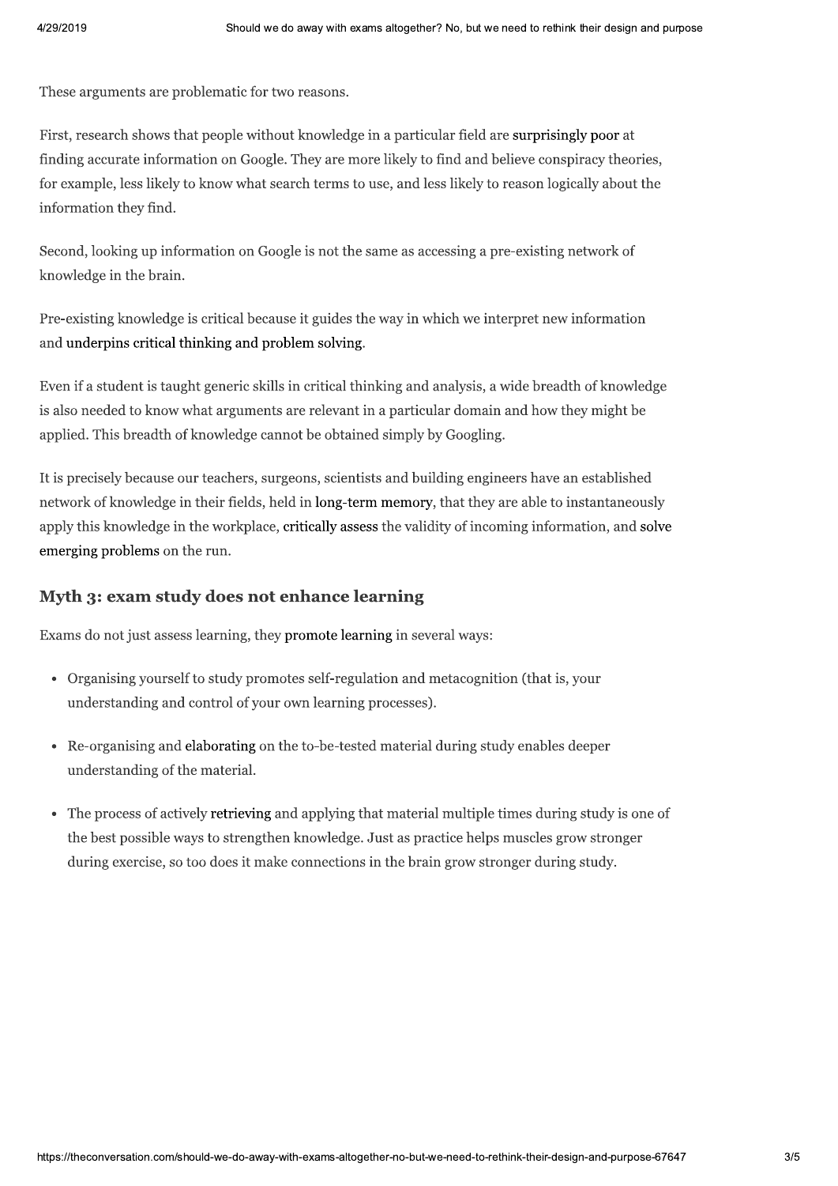These arguments are problematic for two reasons.

First, research shows that people without knowledge in a particular field are surprisingly poor at finding accurate information on Google. They are more likely to find and believe conspiracy theories, for example, less likely to know what search terms to use, and less likely to reason logically about the information they find.

Second, looking up information on Google is not the same as accessing a pre-existing network of knowledge in the brain.

Pre-existing knowledge is critical because it guides the way in which we interpret new information and underpins critical thinking and problem solving.

Even if a student is taught generic skills in critical thinking and analysis, a wide breadth of knowledge is also needed to know what arguments are relevant in a particular domain and how they might be applied. This breadth of knowledge cannot be obtained simply by Googling.

It is precisely because our teachers, surgeons, scientists and building engineers have an established network of knowledge in their fields, held in long-term memory, that they are able to instantaneously apply this knowledge in the workplace, critically assess the validity of incoming information, and solve emerging problems on the run.

## Myth 3: exam study does not enhance learning

Exams do not just assess learning, they promote learning in several ways:

- Organising yourself to study promotes self-regulation and metacognition (that is, your understanding and control of your own learning processes).
- Re-organising and elaborating on the to-be-tested material during study enables deeper understanding of the material.
- The process of actively retrieving and applying that material multiple times during study is one of the best possible ways to strengthen knowledge. Just as practice helps muscles grow stronger during exercise, so too does it make connections in the brain grow stronger during study.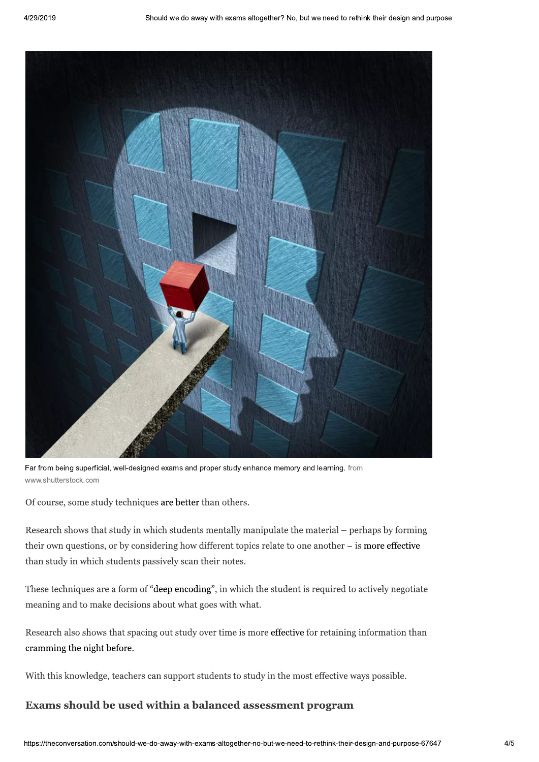Far from being superficial, well-designed exams and proper study enhance memory and learning. from www.shutterstock.com

Of course, some study techniques are better than others.

Research shows that study in which students mentally manipulate the material – perhaps by forming their own questions, or by considering how different topics relate to one another – is more effective than study in which students passively scan their notes.

These techniques are a form of "deep encoding", in which the student is required to actively negotiate meaning and to make decisions about what goes with what.

Research also shows that spacing out study over time is more effective for retaining information than cramming the night before.

With this knowledge, teachers can support students to study in the most effective ways possible.

## Exams should be used within a balanced assessment program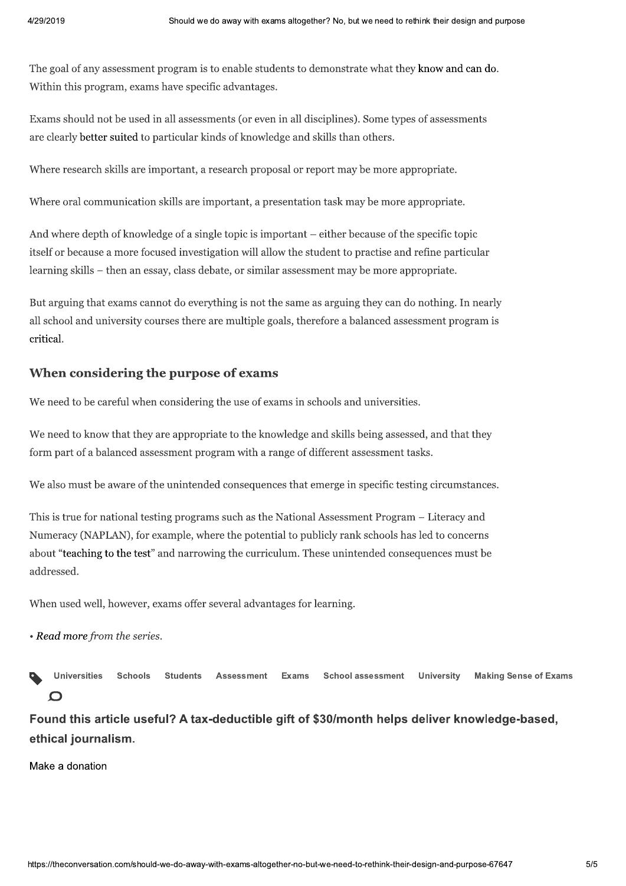The goal of any assessment program is to enable students to demonstrate what they know and can do. Within this program, exams have specific advantages.

Exams should not be used in all assessments (or even in all disciplines). Some types of assessments are clearly better suited to particular kinds of knowledge and skills than others.

Where research skills are important, a research proposal or report may be more appropriate.

Where oral communication skills are important, a presentation task may be more appropriate.

And where depth of knowledge of a single topic is important – either because of the specific topic itself or because a more focused investigation will allow the student to practise and refine particular learning skills – then an essay, class debate, or similar assessment may be more appropriate.

But arguing that exams cannot do everything is not the same as arguing they can do nothing. In nearly all school and university courses there are multiple goals, therefore a balanced assessment program is critical.

## When considering the purpose of exams

We need to be careful when considering the use of exams in schools and universities.

We need to know that they are appropriate to the knowledge and skills being assessed, and that they form part of a balanced assessment program with a range of different assessment tasks.

We also must be aware of the unintended consequences that emerge in specific testing circumstances.

This is true for national testing programs such as the National Assessment Program – Literacy and Numeracy (NAPLAN), for example, where the potential to publicly rank schools has led to concerns about "teaching to the test" and narrowing the curriculum. These unintended consequences must be addressed.

When used well, however, exams offer several advantages for learning.

• *Read more from the series.*

Universities Schools Students Assessment Exams School assessment University Making Sense of Exams

**Found this article useful? A tax-deductible gift of $30/month helps deliver knowledge-based, ethical journalism.**

Make a donation